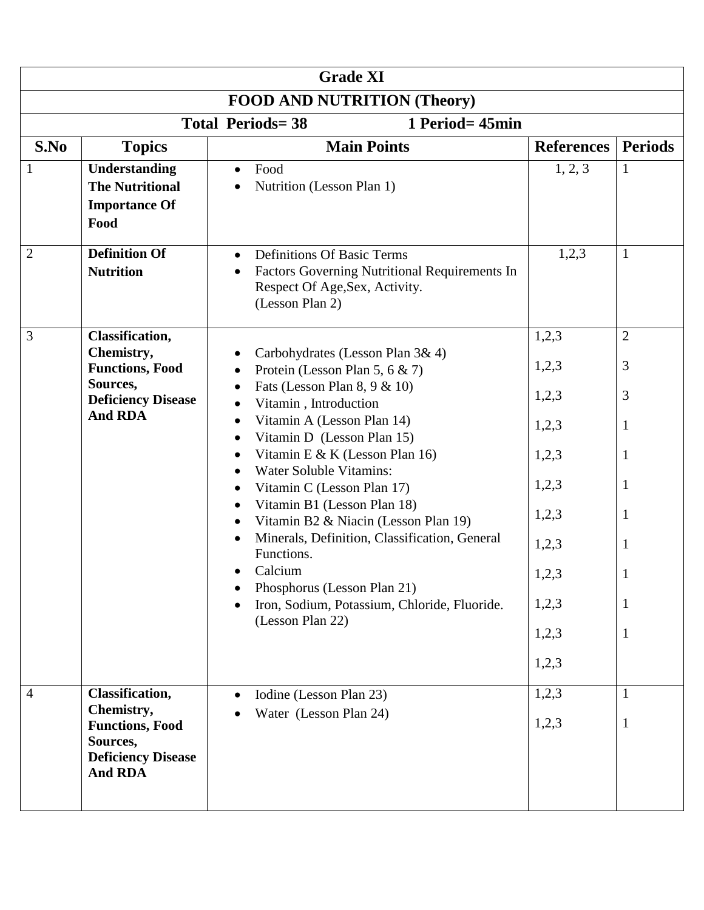| Grade XI | | | | |
|---|---|---|---|---|
| **FOOD AND NUTRITION (Theory)** | | | | |
| **Total Periods= 38 &nbsp;&nbsp;&nbsp;&nbsp; 1 Period= 45min** | | | | |
| **S.No** | **Topics** | **Main Points** | **References** | **Periods** |
| 1 | **Understanding The Nutritional Importance Of Food** | • Food<br>• Nutrition (Lesson Plan 1) | 1, 2, 3 | 1 |
| 2 | **Definition Of Nutrition** | • Definitions Of Basic Terms<br>• Factors Governing Nutritional Requirements In Respect Of Age,Sex, Activity. (Lesson Plan 2) | 1,2,3 | 1 |
| 3 | **Classification, Chemistry, Functions, Food Sources, Deficiency Disease And RDA** | • Carbohydrates (Lesson Plan 3& 4)<br>• Protein (Lesson Plan 5, 6 & 7)<br>• Fats (Lesson Plan 8, 9 & 10)<br>• Vitamin , Introduction<br>• Vitamin A (Lesson Plan 14)<br>• Vitamin D (Lesson Plan 15)<br>• Vitamin E & K (Lesson Plan 16)<br>• Water Soluble Vitamins:<br>• Vitamin C (Lesson Plan 17)<br>• Vitamin B1 (Lesson Plan 18)<br>• Vitamin B2 & Niacin (Lesson Plan 19)<br>• Minerals, Definition, Classification, General Functions.<br>• Calcium<br>• Phosphorus (Lesson Plan 21)<br>• Iron, Sodium, Potassium, Chloride, Fluoride. (Lesson Plan 22) | 1,2,3<br>1,2,3<br>1,2,3<br>1,2,3<br>1,2,3<br>1,2,3<br>1,2,3<br>1,2,3<br>1,2,3<br>1,2,3<br>1,2,3<br>1,2,3 | 2<br>3<br>3<br>1<br>1<br>1<br>1<br>1<br>1<br>1<br>1 |
| 4 | **Classification, Chemistry, Functions, Food Sources, Deficiency Disease And RDA** | • Iodine (Lesson Plan 23)<br>• Water (Lesson Plan 24) | 1,2,3<br>1,2,3 | 1<br>1 |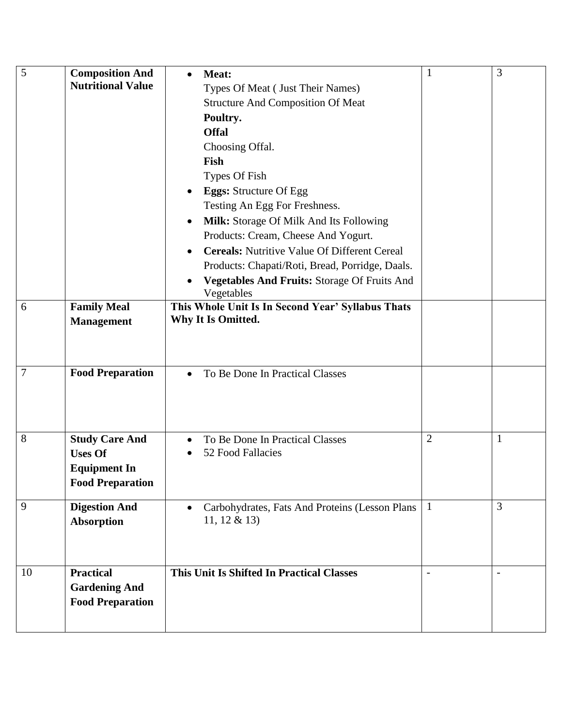| | | | | |
|---|---|---|---|---|
| 5 | **Composition And Nutritional Value** | • **Meat:**<br>Types Of Meat ( Just Their Names)<br>Structure And Composition Of Meat<br>**Poultry.**<br>**Offal**<br>Choosing Offal.<br>**Fish**<br>Types Of Fish<br>• **Eggs:** Structure Of Egg<br>Testing An Egg For Freshness.<br>• **Milk:** Storage Of Milk And Its Following Products: Cream, Cheese And Yogurt.<br>• **Cereals:** Nutritive Value Of Different Cereal Products: Chapati/Roti, Bread, Porridge, Daals.<br>• **Vegetables And Fruits:** Storage Of Fruits And Vegetables | 1 | 3 |
| 6 | **Family Meal Management** | **This Whole Unit Is In Second Year' Syllabus Thats Why It Is Omitted.** | | |
| 7 | **Food Preparation** | • To Be Done In Practical Classes | | |
| 8 | **Study Care And Uses Of Equipment In Food Preparation** | • To Be Done In Practical Classes<br>• 52 Food Fallacies | 2 | 1 |
| 9 | **Digestion And Absorption** | • Carbohydrates, Fats And Proteins (Lesson Plans 11, 12 & 13) | 1 | 3 |
| 10 | **Practical Gardening And Food Preparation** | **This Unit Is Shifted In Practical Classes** | - | - |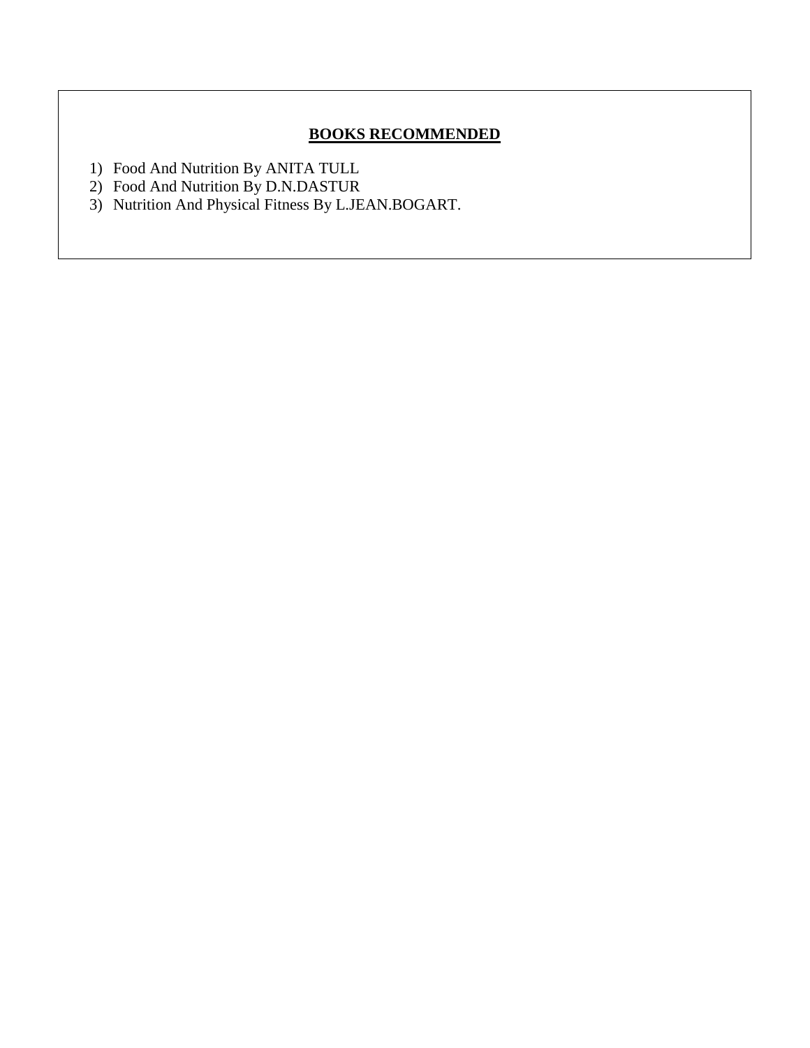## BOOKS RECOMMENDED

1) Food And Nutrition By ANITA TULL
2) Food And Nutrition By D.N.DASTUR
3) Nutrition And Physical Fitness By L.JEAN.BOGART.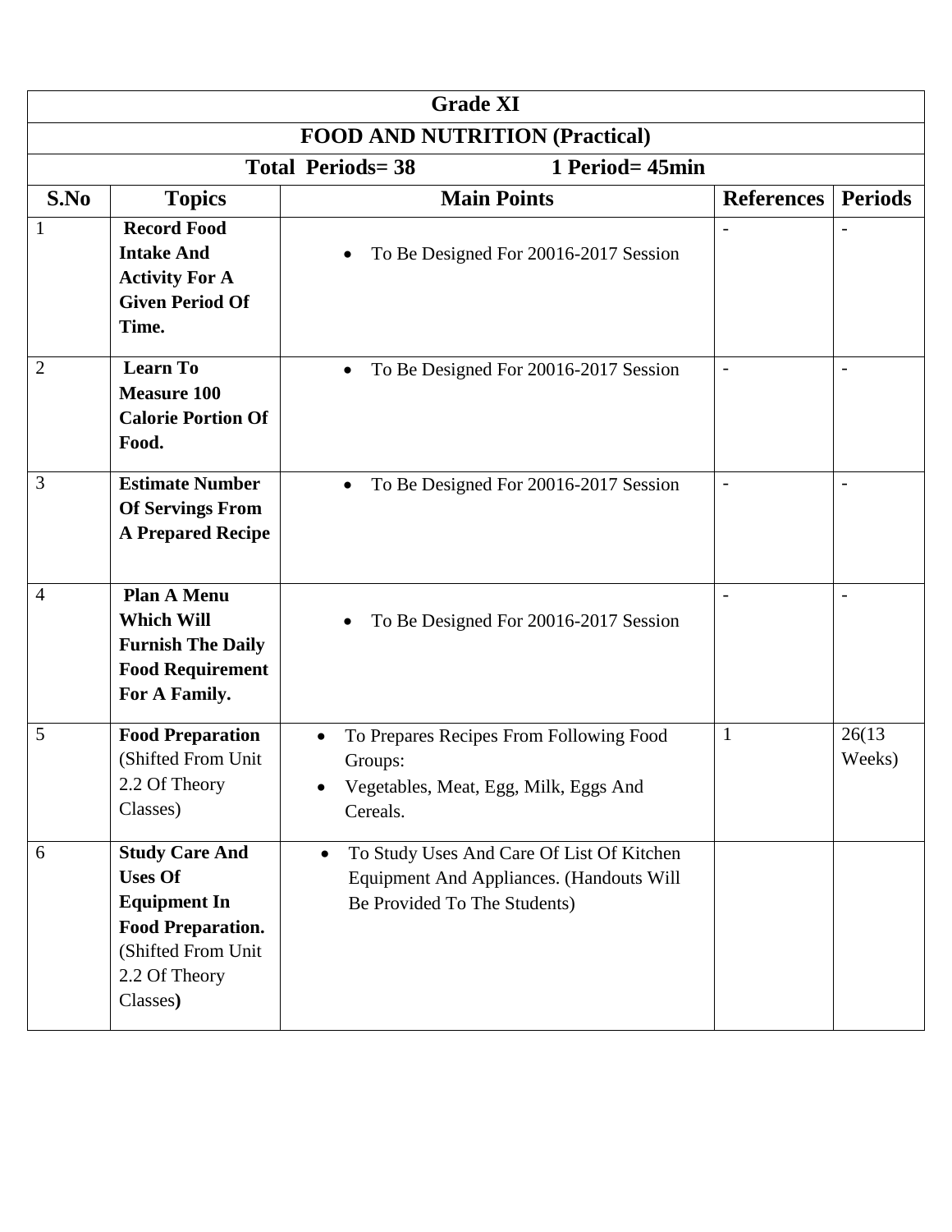| Grade XI | | | | |
|---|---|---|---|---|
| **FOOD AND NUTRITION (Practical)** | | | | |
| **Total Periods= 38 &nbsp;&nbsp;&nbsp;&nbsp; 1 Period= 45min** | | | | |
| **S.No** | **Topics** | **Main Points** | **References** | **Periods** |
| 1 | **Record Food Intake And Activity For A Given Period Of Time.** | • To Be Designed For 20016-2017 Session | - | - |
| 2 | **Learn To Measure 100 Calorie Portion Of Food.** | • To Be Designed For 20016-2017 Session | - | - |
| 3 | **Estimate Number Of Servings From A Prepared Recipe** | • To Be Designed For 20016-2017 Session | - | - |
| 4 | **Plan A Menu Which Will Furnish The Daily Food Requirement For A Family.** | • To Be Designed For 20016-2017 Session | - | - |
| 5 | **Food Preparation** (Shifted From Unit 2.2 Of Theory Classes) | • To Prepares Recipes From Following Food Groups: <br> • Vegetables, Meat, Egg, Milk, Eggs And Cereals. | 1 | 26(13 Weeks) |
| 6 | **Study Care And Uses Of Equipment In Food Preparation.** (Shifted From Unit 2.2 Of Theory Classes**)** | • To Study Uses And Care Of List Of Kitchen Equipment And Appliances. (Handouts Will Be Provided To The Students) | | |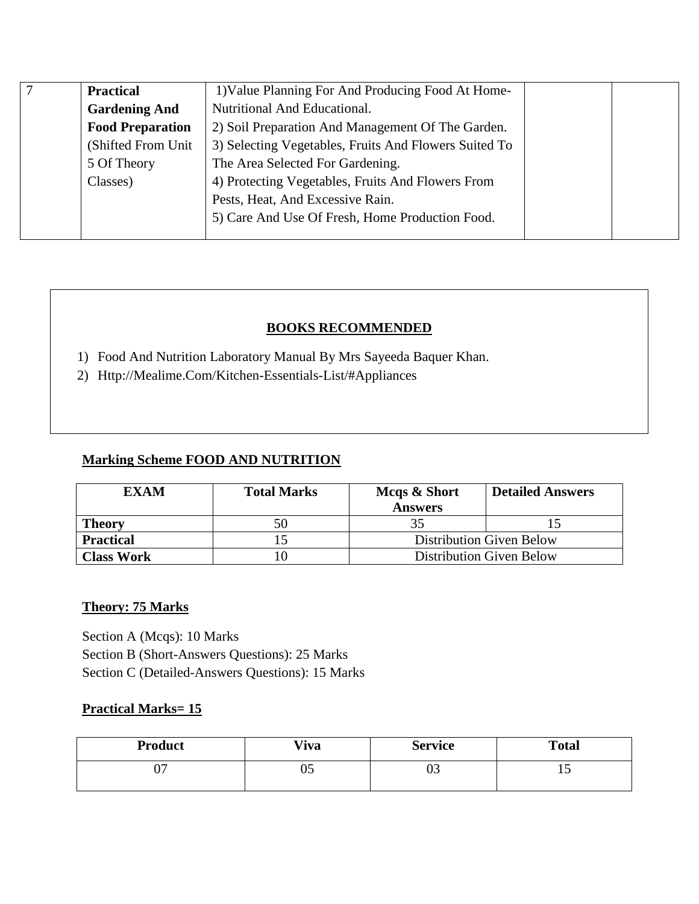| 7 | **Practical Gardening And Food Preparation** (Shifted From Unit 5 Of Theory Classes) | 1)Value Planning For And Producing Food At Home- Nutritional And Educational.<br>2) Soil Preparation And Management Of The Garden.<br>3) Selecting Vegetables, Fruits And Flowers Suited To The Area Selected For Gardening.<br>4) Protecting Vegetables, Fruits And Flowers From Pests, Heat, And Excessive Rain.<br>5) Care And Use Of Fresh, Home Production Food. | | |
|---|---|---|---|---|

**BOOKS RECOMMENDED**

1) Food And Nutrition Laboratory Manual By Mrs Sayeeda Baquer Khan.
2) Http://Mealime.Com/Kitchen-Essentials-List/#Appliances

**Marking Scheme FOOD AND NUTRITION**

| EXAM | Total Marks | Mcqs & Short Answers | Detailed Answers |
|---|---|---|---|
| **Theory** | 50 | 35 | 15 |
| **Practical** | 15 | Distribution Given Below | |
| **Class Work** | 10 | Distribution Given Below | |

**Theory: 75 Marks**

Section A (Mcqs): 10 Marks
Section B (Short-Answers Questions): 25 Marks
Section C (Detailed-Answers Questions): 15 Marks

**Practical Marks= 15**

| Product | Viva | Service | Total |
|---|---|---|---|
| 07 | 05 | 03 | 15 |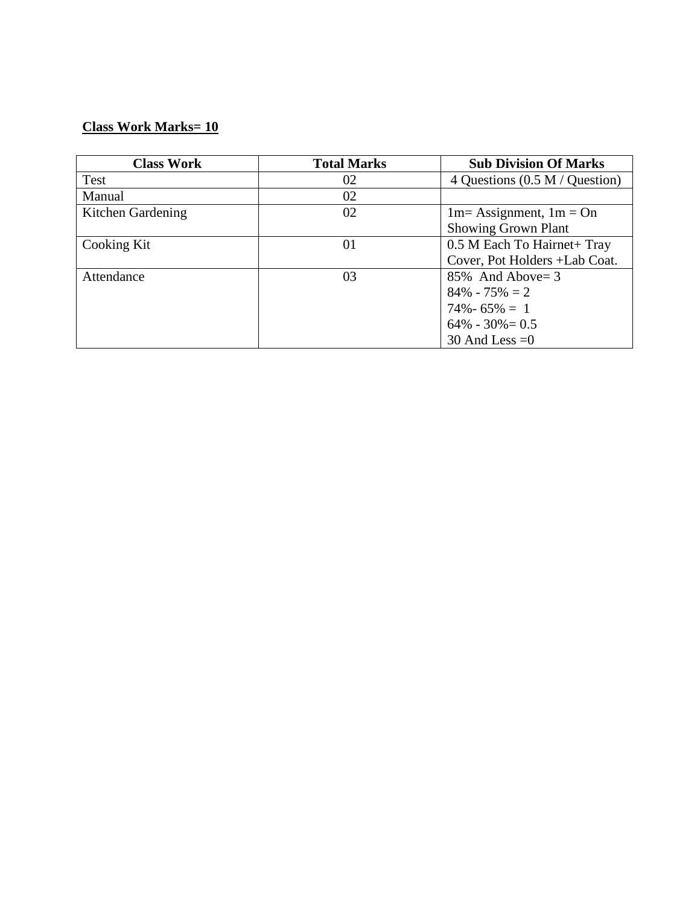**<u>Class Work Marks= 10</u>**

| Class Work | Total Marks | Sub Division Of Marks |
|---|---|---|
| Test | 02 | 4 Questions (0.5 M / Question) |
| Manual | 02 | |
| Kitchen Gardening | 02 | 1m= Assignment, 1m = On Showing Grown Plant |
| Cooking Kit | 01 | 0.5 M Each To Hairnet+ Tray Cover, Pot Holders +Lab Coat. |
| Attendance | 03 | 85% And Above= 3<br>84% - 75% = 2<br>74%- 65% = 1<br>64% - 30%= 0.5<br>30 And Less =0 |